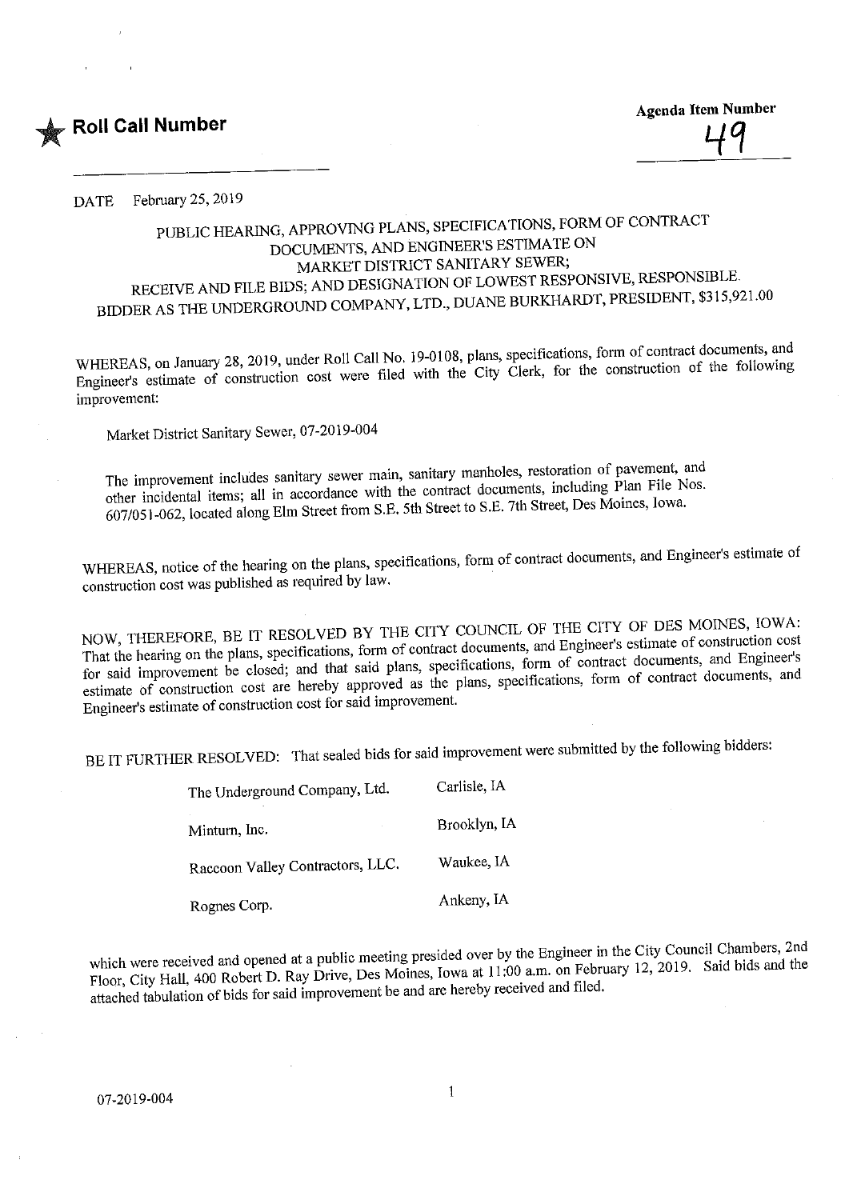★ **Roll Call Number**

**Agenda Item Number**
49

DATE February 25, 2019

PUBLIC HEARING, APPROVING PLANS, SPECIFICATIONS, FORM OF CONTRACT DOCUMENTS, AND ENGINEER'S ESTIMATE ON MARKET DISTRICT SANITARY SEWER; RECEIVE AND FILE BIDS; AND DESIGNATION OF LOWEST RESPONSIVE, RESPONSIBLE BIDDER AS THE UNDERGROUND COMPANY, LTD., DUANE BURKHARDT, PRESIDENT, $315,921.00

WHEREAS, on January 28, 2019, under Roll Call No. 19-0108, plans, specifications, form of contract documents, and Engineer's estimate of construction cost were filed with the City Clerk, for the construction of the following improvement:

Market District Sanitary Sewer, 07-2019-004

The improvement includes sanitary sewer main, sanitary manholes, restoration of pavement, and other incidental items; all in accordance with the contract documents, including Plan File Nos. 607/051-062, located along Elm Street from S.E. 5th Street to S.E. 7th Street, Des Moines, Iowa.

WHEREAS, notice of the hearing on the plans, specifications, form of contract documents, and Engineer's estimate of construction cost was published as required by law.

NOW, THEREFORE, BE IT RESOLVED BY THE CITY COUNCIL OF THE CITY OF DES MOINES, IOWA: That the hearing on the plans, specifications, form of contract documents, and Engineer's estimate of construction cost for said improvement be closed; and that said plans, specifications, form of contract documents, and Engineer's estimate of construction cost are hereby approved as the plans, specifications, form of contract documents, and Engineer's estimate of construction cost for said improvement.

BE IT FURTHER RESOLVED: That sealed bids for said improvement were submitted by the following bidders:

| | |
|---|---|
| The Underground Company, Ltd. | Carlisle, IA |
| Minturn, Inc. | Brooklyn, IA |
| Raccoon Valley Contractors, LLC. | Waukee, IA |
| Rognes Corp. | Ankeny, IA |

which were received and opened at a public meeting presided over by the Engineer in the City Council Chambers, 2nd Floor, City Hall, 400 Robert D. Ray Drive, Des Moines, Iowa at 11:00 a.m. on February 12, 2019. Said bids and the attached tabulation of bids for said improvement be and are hereby received and filed.

07-2019-004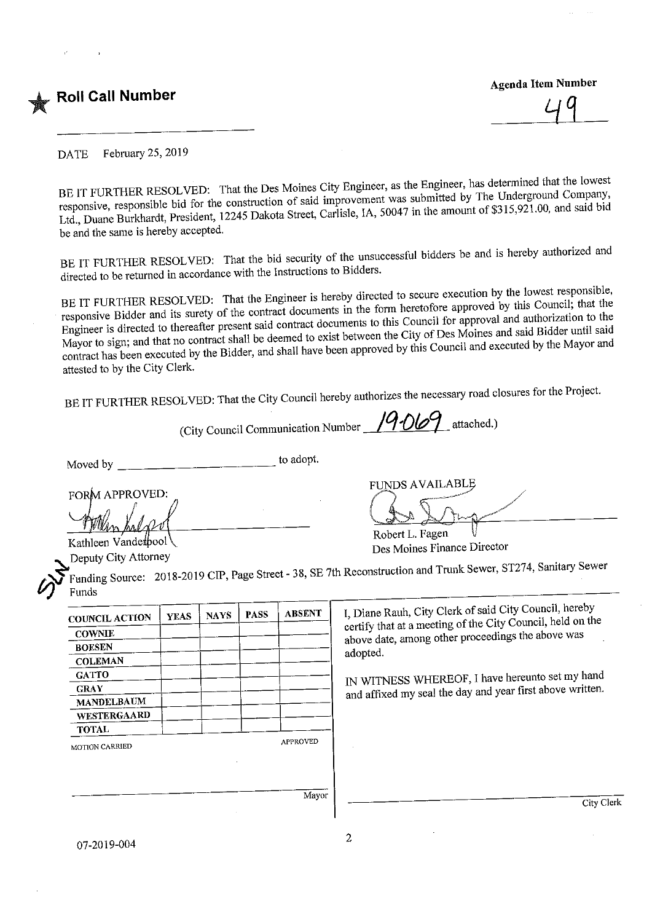★ **Roll Call Number**

______________________________

**Agenda Item Number**

49

DATE February 25, 2019

BE IT FURTHER RESOLVED: That the Des Moines City Engineer, as the Engineer, has determined that the lowest responsive, responsible bid for the construction of said improvement was submitted by The Underground Company, Ltd., Duane Burkhardt, President, 12245 Dakota Street, Carlisle, IA, 50047 in the amount of $315,921.00, and said bid be and the same is hereby accepted.

BE IT FURTHER RESOLVED: That the bid security of the unsuccessful bidders be and is hereby authorized and directed to be returned in accordance with the Instructions to Bidders.

BE IT FURTHER RESOLVED: That the Engineer is hereby directed to secure execution by the lowest responsible, responsive Bidder and its surety of the contract documents in the form heretofore approved by this Council; that the Engineer is directed to thereafter present said contract documents to this Council for approval and authorization to the Mayor to sign; and that no contract shall be deemed to exist between the City of Des Moines and said Bidder until said contract has been executed by the Bidder, and shall have been approved by this Council and executed by the Mayor and attested to by the City Clerk.

BE IT FURTHER RESOLVED: That the City Council hereby authorizes the necessary road closures for the Project.

(City Council Communication Number 19-069 attached.)

Moved by ______________________ to adopt.

FORM APPROVED:

Kathleen Vanderpool
Deputy City Attorney

FUNDS AVAILABLE

Robert L. Fagen
Des Moines Finance Director

Funding Source: 2018-2019 CIP, Page Street - 38, SE 7th Reconstruction and Trunk Sewer, ST274, Sanitary Sewer Funds

| COUNCIL ACTION | YEAS | NAYS | PASS | ABSENT |
|---|---|---|---|---|
| COWNIE | | | | |
| BOESEN | | | | |
| COLEMAN | | | | |
| GATTO | | | | |
| GRAY | | | | |
| MANDELBAUM | | | | |
| WESTERGAARD | | | | |
| TOTAL | | | | |

MOTION CARRIED APPROVED

______________________________ Mayor

I, Diane Rauh, City Clerk of said City Council, hereby certify that at a meeting of the City Council, held on the above date, among other proceedings the above was adopted.

IN WITNESS WHEREOF, I have hereunto set my hand and affixed my seal the day and year first above written.

______________________________ City Clerk

07-2019-004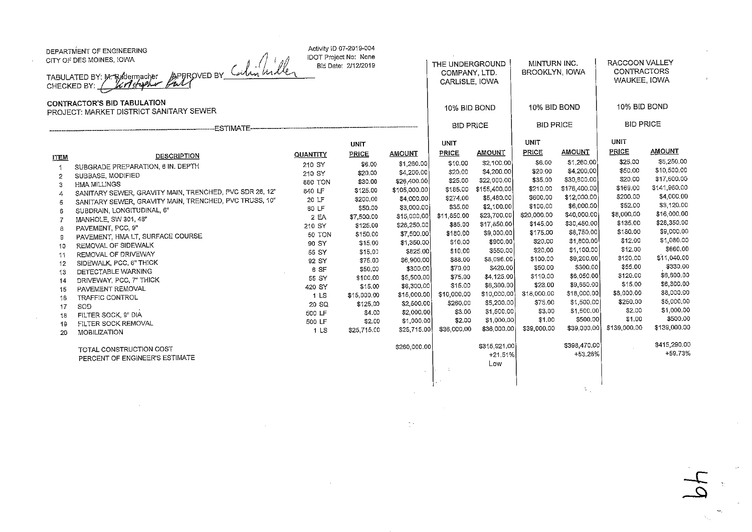DEPARTMENT OF ENGINEERING
CITY OF DES MOINES, IOWA

TABULATED BY: M. Radermacher APPROVED BY: *[signature]*
CHECKED BY: *[signature]*

Activity ID 07-2019-004
IDOT Project No: None
Bid Date: 2/12/2019

**CONTRACTOR'S BID TABULATION**
PROJECT: MARKET DISTRICT SANITARY SEWER

| | | ESTIMATE | | | THE UNDERGROUND COMPANY, LTD. CARLISLE, IOWA | | MINTURN INC. BROOKLYN, IOWA | | RACCOON VALLEY CONTRACTORS WAUKEE, IOWA | |
|---|---|---|---|---|---|---|---|---|---|---|
| | | | | | 10% BID BOND | | 10% BID BOND | | 10% BID BOND | |
| | | | | | BID PRICE | | BID PRICE | | BID PRICE | |
| **ITEM** | **DESCRIPTION** | **QUANTITY** | **UNIT PRICE** | **AMOUNT** | **UNIT PRICE** | **AMOUNT** | **UNIT PRICE** | **AMOUNT** | **UNIT PRICE** | **AMOUNT** |
| 1 | SUBGRADE PREPARATION, 6 IN. DEPTH | 210 SY | $6.00 | $1,260.00 | $10.00 | $2,100.00 | $6.00 | $1,260.00 | $25.00 | $5,250.00 |
| 2 | SUBBASE, MODIFIED | 210 SY | $20.00 | $4,200.00 | $20.00 | $4,200.00 | $20.00 | $4,200.00 | $50.00 | $10,500.00 |
| 3 | HMA MILLINGS | 880 TON | $30.00 | $26,400.00 | $25.00 | $22,000.00 | $35.00 | $30,800.00 | $20.00 | $17,600.00 |
| 4 | SANITARY SEWER, GRAVITY MAIN, TRENCHED, PVC SDR 26, 12" | 840 LF | $125.00 | $105,000.00 | $185.00 | $155,400.00 | $210.00 | $176,400.00 | $169.00 | $141,960.00 |
| 5 | SANITARY SEWER, GRAVITY MAIN, TRENCHED, PVC TRUSS, 10" | 20 LF | $200.00 | $4,000.00 | $274.00 | $5,480.00 | $600.00 | $12,000.00 | $200.00 | $4,000.00 |
| 6 | SUBDRAIN, LONGITUDINAL, 6" | 60 LF | $50.00 | $3,000.00 | $35.00 | $2,100.00 | $100.00 | $6,000.00 | $52.00 | $3,120.00 |
| 7 | MANHOLE, SW 301, 48" | 2 EA | $7,500.00 | $15,000.00 | $11,850.00 | $23,700.00 | $20,000.00 | $40,000.00 | $8,000.00 | $16,000.00 |
| 8 | PAVEMENT, PCC, 9" | 210 SY | $125.00 | $26,250.00 | $85.00 | $17,850.00 | $145.00 | $30,450.00 | $135.00 | $28,350.00 |
| 9 | PAVEMENT, HMA LT, SURFACE COURSE | 50 TON | $150.00 | $7,500.00 | $180.00 | $9,000.00 | $175.00 | $8,750.00 | $180.00 | $9,000.00 |
| 10 | REMOVAL OF SIDEWALK | 90 SY | $15.00 | $1,350.00 | $10.00 | $900.00 | $20.00 | $1,800.00 | $12.00 | $1,080.00 |
| 11 | REMOVAL OF DRIVEWAY | 55 SY | $15.00 | $825.00 | $10.00 | $550.00 | $20.00 | $1,100.00 | $12.00 | $660.00 |
| 12 | SIDEWALK, PCC, 6" THICK | 92 SY | $75.00 | $6,900.00 | $88.00 | $8,096.00 | $100.00 | $9,200.00 | $120.00 | $11,040.00 |
| 13 | DETECTABLE WARNING | 6 SF | $50.00 | $300.00 | $70.00 | $420.00 | $50.00 | $300.00 | $55.00 | $330.00 |
| 14 | DRIVEWAY, PCC, 7" THICK | 55 SY | $100.00 | $5,500.00 | $75.00 | $4,125.00 | $110.00 | $6,050.00 | $120.00 | $6,600.00 |
| 15 | PAVEMENT REMOVAL | 420 SY | $15.00 | $6,300.00 | $15.00 | $6,300.00 | $23.00 | $9,660.00 | $15.00 | $6,300.00 |
| 16 | TRAFFIC CONTROL | 1 LS | $15,000.00 | $15,000.00 | $10,000.00 | $10,000.00 | $18,000.00 | $18,000.00 | $8,000.00 | $8,000.00 |
| 17 | SOD | 20 SQ | $125.00 | $2,500.00 | $260.00 | $5,200.00 | $75.00 | $1,500.00 | $250.00 | $5,000.00 |
| 18 | FILTER SOCK, 9" DIA | 500 LF | $4.00 | $2,000.00 | $3.00 | $1,500.00 | $3.00 | $1,500.00 | $2.00 | $1,000.00 |
| 19 | FILTER SOCK REMOVAL | 500 LF | $2.00 | $1,000.00 | $2.00 | $1,000.00 | $1.00 | $500.00 | $1.00 | $500.00 |
| 20 | MOBILIZATION | 1 LS | $25,715.00 | $25,715.00 | $36,000.00 | $36,000.00 | $39,000.00 | $39,000.00 | $139,000.00 | $139,000.00 |
| | TOTAL CONSTRUCTION COST | | | $260,000.00 | | $315,921.00 | | $398,470.00 | | $415,290.00 |
| | PERCENT OF ENGINEER'S ESTIMATE | | | | | +21.51% | | +53.26% | | +59.73% |
| | | | | | | Low | | | | |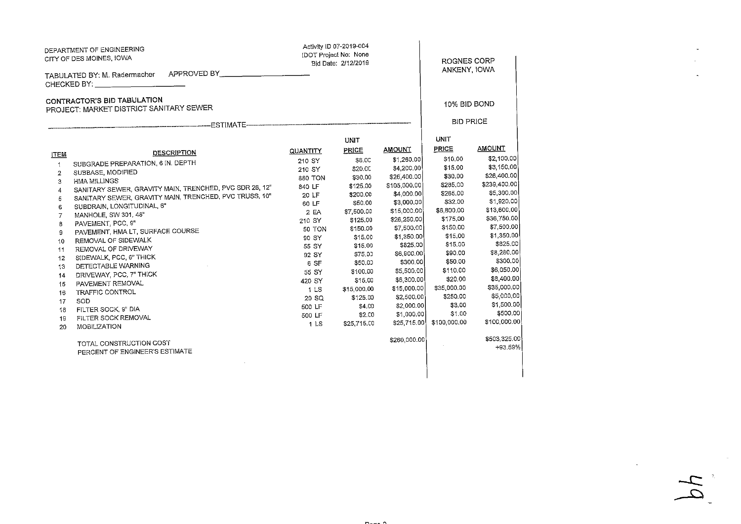DEPARTMENT OF ENGINEERING
CITY OF DES MOINES, IOWA

Activity ID 07-2019-004
IDOT Project No: None
Bid Date: 2/12/2019

TABULATED BY: M. Radermacher APPROVED BY\_\_\_\_\_\_\_\_\_\_\_\_\_\_\_\_\_\_\_\_
CHECKED BY: \_\_\_\_\_\_\_\_\_\_\_\_\_\_\_\_\_\_\_\_

CONTRACTOR'S BID TABULATION
PROJECT: MARKET DISTRICT SANITARY SEWER

| | | | ESTIMATE | | ROGNES CORP ANKENY, IOWA 10% BID BOND BID PRICE | |
|---|---|---|---|---|---|---|
| ITEM | DESCRIPTION | QUANTITY | UNIT PRICE | AMOUNT | UNIT PRICE | AMOUNT |
| 1 | SUBGRADE PREPARATION, 6 IN. DEPTH | 210 SY | $6.00 | $1,260.00 | $10.00 | $2,100.00 |
| 2 | SUBBASE, MODIFIED | 210 SY | $20.00 | $4,200.00 | $15.00 | $3,150.00 |
| 3 | HMA MILLINGS | 880 TON | $30.00 | $26,400.00 | $30.00 | $26,400.00 |
| 4 | SANITARY SEWER, GRAVITY MAIN, TRENCHED, PVC SDR 26, 12" | 840 LF | $125.00 | $105,000.00 | $285.00 | $239,400.00 |
| 5 | SANITARY SEWER, GRAVITY MAIN, TRENCHED, PVC TRUSS, 10" | 20 LF | $200.00 | $4,000.00 | $265.00 | $5,300.00 |
| 6 | SUBDRAIN, LONGITUDINAL, 6" | 60 LF | $50.00 | $3,000.00 | $32.00 | $1,920.00 |
| 7 | MANHOLE, SW 301, 48" | 2 EA | $7,500.00 | $15,000.00 | $6,800.00 | $13,600.00 |
| 8 | PAVEMENT, PCC, 9" | 210 SY | $125.00 | $26,250.00 | $175.00 | $36,750.00 |
| 9 | PAVEMENT, HMA LT, SURFACE COURSE | 50 TON | $150.00 | $7,500.00 | $150.00 | $7,500.00 |
| 10 | REMOVAL OF SIDEWALK | 90 SY | $15.00 | $1,350.00 | $15.00 | $1,350.00 |
| 11 | REMOVAL OF DRIVEWAY | 55 SY | $15.00 | $825.00 | $15.00 | $825.00 |
| 12 | SIDEWALK, PCC, 6" THICK | 92 SY | $75.00 | $6,900.00 | $90.00 | $8,280.00 |
| 13 | DETECTABLE WARNING | 6 SF | $50.00 | $300.00 | $50.00 | $300.00 |
| 14 | DRIVEWAY, PCC, 7" THICK | 55 SY | $100.00 | $5,500.00 | $110.00 | $6,050.00 |
| 15 | PAVEMENT REMOVAL | 420 SY | $15.00 | $6,300.00 | $20.00 | $8,400.00 |
| 16 | TRAFFIC CONTROL | 1 LS | $15,000.00 | $15,000.00 | $35,000.00 | $35,000.00 |
| 17 | SOD | 20 SQ | $125.00 | $2,500.00 | $250.00 | $5,000.00 |
| 18 | FILTER SOCK, 9" DIA | 500 LF | $4.00 | $2,000.00 | $3.00 | $1,500.00 |
| 19 | FILTER SOCK REMOVAL | 500 LF | $2.00 | $1,000.00 | $1.00 | $500.00 |
| 20 | MOBILIZATION | 1 LS | $25,715.00 | $25,715.00 | $100,000.00 | $100,000.00 |
| | TOTAL CONSTRUCTION COST | | | $260,000.00 | | $503,325.00 |
| | PERCENT OF ENGINEER'S ESTIMATE | | | | | +93.59% |